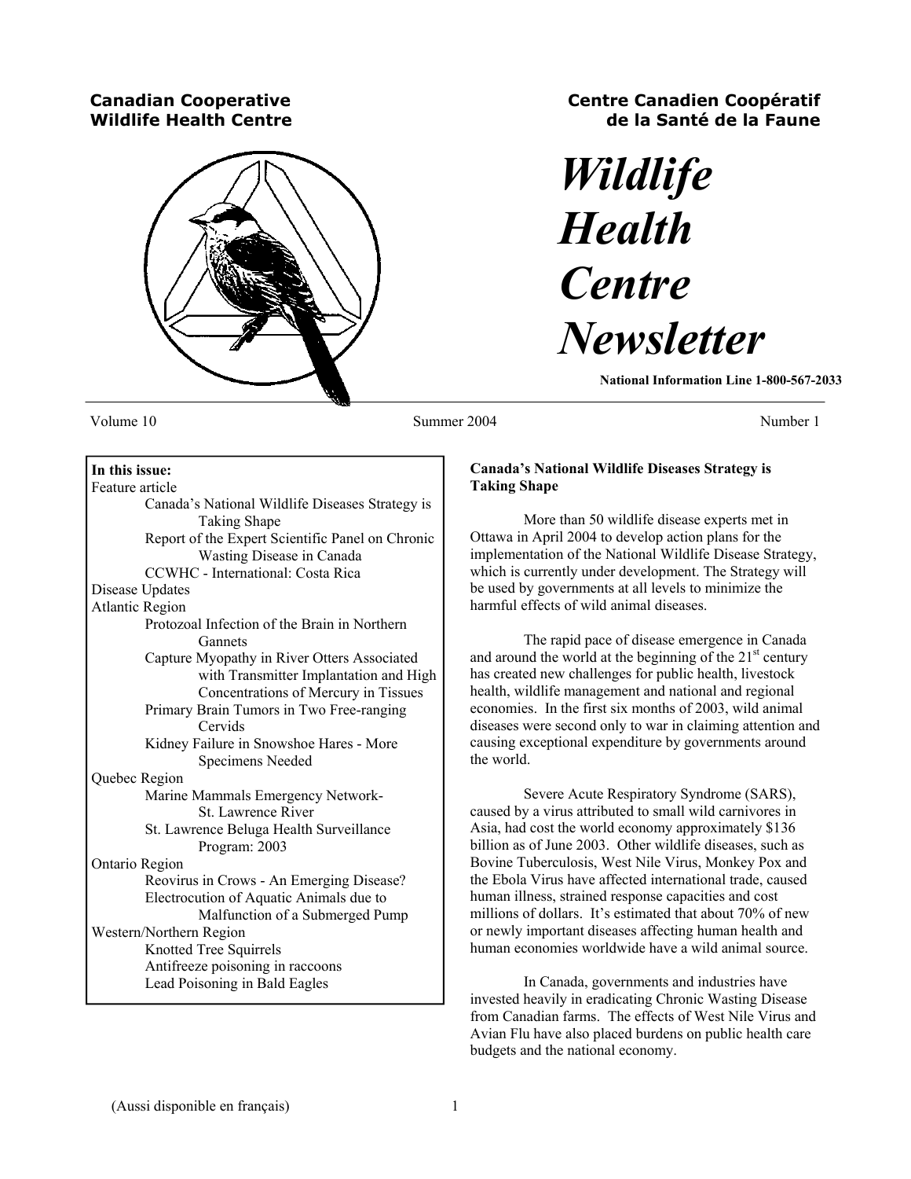**Canadian Cooperative Wildlife Health Centre**

**Centre Canadien Coopératif de la Santé de la Faune**

# *Wildlife Health Centre Newsletter*

**National Information Line 1-800-567-2033**

Volume 10 Summer 2004 Number 1

**In this issue:**

Feature article
- Canada's National Wildlife Diseases Strategy is Taking Shape
- Report of the Expert Scientific Panel on Chronic Wasting Disease in Canada
- CCWHC - International: Costa Rica

Disease Updates

Atlantic Region
- Protozoal Infection of the Brain in Northern Gannets
- Capture Myopathy in River Otters Associated with Transmitter Implantation and High Concentrations of Mercury in Tissues
- Primary Brain Tumors in Two Free-ranging Cervids
- Kidney Failure in Snowshoe Hares - More Specimens Needed

Quebec Region
- Marine Mammals Emergency Network- St. Lawrence River
- St. Lawrence Beluga Health Surveillance Program: 2003

Ontario Region
- Reovirus in Crows - An Emerging Disease?
- Electrocution of Aquatic Animals due to Malfunction of a Submerged Pump

Western/Northern Region
- Knotted Tree Squirrels
- Antifreeze poisoning in raccoons
- Lead Poisoning in Bald Eagles

## Canada's National Wildlife Diseases Strategy is Taking Shape

More than 50 wildlife disease experts met in Ottawa in April 2004 to develop action plans for the implementation of the National Wildlife Disease Strategy, which is currently under development. The Strategy will be used by governments at all levels to minimize the harmful effects of wild animal diseases.

The rapid pace of disease emergence in Canada and around the world at the beginning of the 21st century has created new challenges for public health, livestock health, wildlife management and national and regional economies. In the first six months of 2003, wild animal diseases were second only to war in claiming attention and causing exceptional expenditure by governments around the world.

Severe Acute Respiratory Syndrome (SARS), caused by a virus attributed to small wild carnivores in Asia, had cost the world economy approximately $136 billion as of June 2003. Other wildlife diseases, such as Bovine Tuberculosis, West Nile Virus, Monkey Pox and the Ebola Virus have affected international trade, caused human illness, strained response capacities and cost millions of dollars. It's estimated that about 70% of new or newly important diseases affecting human health and human economies worldwide have a wild animal source.

In Canada, governments and industries have invested heavily in eradicating Chronic Wasting Disease from Canadian farms. The effects of West Nile Virus and Avian Flu have also placed burdens on public health care budgets and the national economy.

(Aussi disponible en français)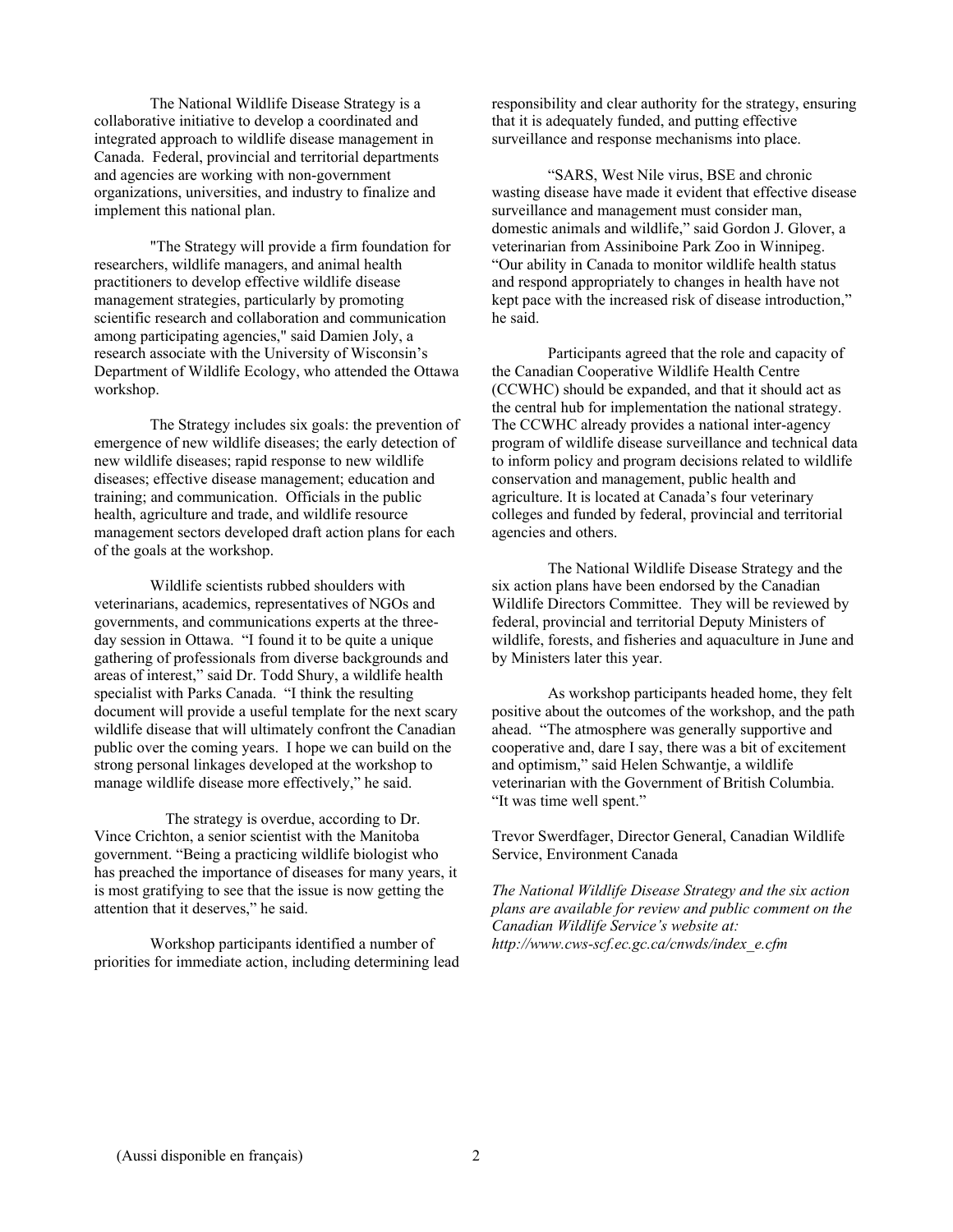The National Wildlife Disease Strategy is a collaborative initiative to develop a coordinated and integrated approach to wildlife disease management in Canada. Federal, provincial and territorial departments and agencies are working with non-government organizations, universities, and industry to finalize and implement this national plan.

"The Strategy will provide a firm foundation for researchers, wildlife managers, and animal health practitioners to develop effective wildlife disease management strategies, particularly by promoting scientific research and collaboration and communication among participating agencies," said Damien Joly, a research associate with the University of Wisconsin's Department of Wildlife Ecology, who attended the Ottawa workshop.

The Strategy includes six goals: the prevention of emergence of new wildlife diseases; the early detection of new wildlife diseases; rapid response to new wildlife diseases; effective disease management; education and training; and communication. Officials in the public health, agriculture and trade, and wildlife resource management sectors developed draft action plans for each of the goals at the workshop.

Wildlife scientists rubbed shoulders with veterinarians, academics, representatives of NGOs and governments, and communications experts at the three-day session in Ottawa. "I found it to be quite a unique gathering of professionals from diverse backgrounds and areas of interest," said Dr. Todd Shury, a wildlife health specialist with Parks Canada. "I think the resulting document will provide a useful template for the next scary wildlife disease that will ultimately confront the Canadian public over the coming years. I hope we can build on the strong personal linkages developed at the workshop to manage wildlife disease more effectively," he said.

The strategy is overdue, according to Dr. Vince Crichton, a senior scientist with the Manitoba government. "Being a practicing wildlife biologist who has preached the importance of diseases for many years, it is most gratifying to see that the issue is now getting the attention that it deserves," he said.

Workshop participants identified a number of priorities for immediate action, including determining lead responsibility and clear authority for the strategy, ensuring that it is adequately funded, and putting effective surveillance and response mechanisms into place.

"SARS, West Nile virus, BSE and chronic wasting disease have made it evident that effective disease surveillance and management must consider man, domestic animals and wildlife," said Gordon J. Glover, a veterinarian from Assiniboine Park Zoo in Winnipeg. "Our ability in Canada to monitor wildlife health status and respond appropriately to changes in health have not kept pace with the increased risk of disease introduction," he said.

Participants agreed that the role and capacity of the Canadian Cooperative Wildlife Health Centre (CCWHC) should be expanded, and that it should act as the central hub for implementation the national strategy. The CCWHC already provides a national inter-agency program of wildlife disease surveillance and technical data to inform policy and program decisions related to wildlife conservation and management, public health and agriculture. It is located at Canada's four veterinary colleges and funded by federal, provincial and territorial agencies and others.

The National Wildlife Disease Strategy and the six action plans have been endorsed by the Canadian Wildlife Directors Committee. They will be reviewed by federal, provincial and territorial Deputy Ministers of wildlife, forests, and fisheries and aquaculture in June and by Ministers later this year.

As workshop participants headed home, they felt positive about the outcomes of the workshop, and the path ahead. "The atmosphere was generally supportive and cooperative and, dare I say, there was a bit of excitement and optimism," said Helen Schwantje, a wildlife veterinarian with the Government of British Columbia. "It was time well spent."

Trevor Swerdfager, Director General, Canadian Wildlife Service, Environment Canada

*The National Wildlife Disease Strategy and the six action plans are available for review and public comment on the Canadian Wildlife Service's website at: http://www.cws-scf.ec.gc.ca/cnwds/index_e.cfm*

(Aussi disponible en français)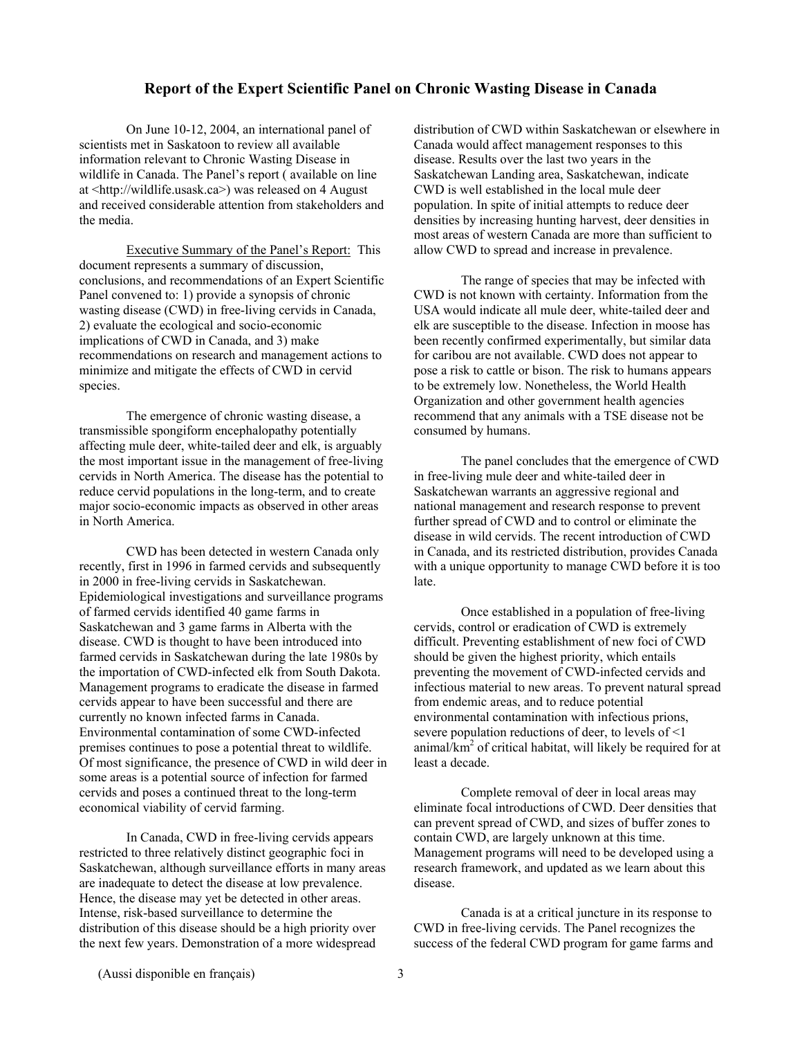## Report of the Expert Scientific Panel on Chronic Wasting Disease in Canada

On June 10-12, 2004, an international panel of scientists met in Saskatoon to review all available information relevant to Chronic Wasting Disease in wildlife in Canada. The Panel's report ( available on line at <http://wildlife.usask.ca>) was released on 4 August and received considerable attention from stakeholders and the media.

Executive Summary of the Panel's Report: This document represents a summary of discussion, conclusions, and recommendations of an Expert Scientific Panel convened to: 1) provide a synopsis of chronic wasting disease (CWD) in free-living cervids in Canada, 2) evaluate the ecological and socio-economic implications of CWD in Canada, and 3) make recommendations on research and management actions to minimize and mitigate the effects of CWD in cervid species.

The emergence of chronic wasting disease, a transmissible spongiform encephalopathy potentially affecting mule deer, white-tailed deer and elk, is arguably the most important issue in the management of free-living cervids in North America. The disease has the potential to reduce cervid populations in the long-term, and to create major socio-economic impacts as observed in other areas in North America.

CWD has been detected in western Canada only recently, first in 1996 in farmed cervids and subsequently in 2000 in free-living cervids in Saskatchewan. Epidemiological investigations and surveillance programs of farmed cervids identified 40 game farms in Saskatchewan and 3 game farms in Alberta with the disease. CWD is thought to have been introduced into farmed cervids in Saskatchewan during the late 1980s by the importation of CWD-infected elk from South Dakota. Management programs to eradicate the disease in farmed cervids appear to have been successful and there are currently no known infected farms in Canada. Environmental contamination of some CWD-infected premises continues to pose a potential threat to wildlife. Of most significance, the presence of CWD in wild deer in some areas is a potential source of infection for farmed cervids and poses a continued threat to the long-term economical viability of cervid farming.

In Canada, CWD in free-living cervids appears restricted to three relatively distinct geographic foci in Saskatchewan, although surveillance efforts in many areas are inadequate to detect the disease at low prevalence. Hence, the disease may yet be detected in other areas. Intense, risk-based surveillance to determine the distribution of this disease should be a high priority over the next few years. Demonstration of a more widespread distribution of CWD within Saskatchewan or elsewhere in Canada would affect management responses to this disease. Results over the last two years in the Saskatchewan Landing area, Saskatchewan, indicate CWD is well established in the local mule deer population. In spite of initial attempts to reduce deer densities by increasing hunting harvest, deer densities in most areas of western Canada are more than sufficient to allow CWD to spread and increase in prevalence.

The range of species that may be infected with CWD is not known with certainty. Information from the USA would indicate all mule deer, white-tailed deer and elk are susceptible to the disease. Infection in moose has been recently confirmed experimentally, but similar data for caribou are not available. CWD does not appear to pose a risk to cattle or bison. The risk to humans appears to be extremely low. Nonetheless, the World Health Organization and other government health agencies recommend that any animals with a TSE disease not be consumed by humans.

The panel concludes that the emergence of CWD in free-living mule deer and white-tailed deer in Saskatchewan warrants an aggressive regional and national management and research response to prevent further spread of CWD and to control or eliminate the disease in wild cervids. The recent introduction of CWD in Canada, and its restricted distribution, provides Canada with a unique opportunity to manage CWD before it is too late.

Once established in a population of free-living cervids, control or eradication of CWD is extremely difficult. Preventing establishment of new foci of CWD should be given the highest priority, which entails preventing the movement of CWD-infected cervids and infectious material to new areas. To prevent natural spread from endemic areas, and to reduce potential environmental contamination with infectious prions, severe population reductions of deer, to levels of <1 animal/km$^2$ of critical habitat, will likely be required for at least a decade.

Complete removal of deer in local areas may eliminate focal introductions of CWD. Deer densities that can prevent spread of CWD, and sizes of buffer zones to contain CWD, are largely unknown at this time. Management programs will need to be developed using a research framework, and updated as we learn about this disease.

Canada is at a critical juncture in its response to CWD in free-living cervids. The Panel recognizes the success of the federal CWD program for game farms and

(Aussi disponible en français)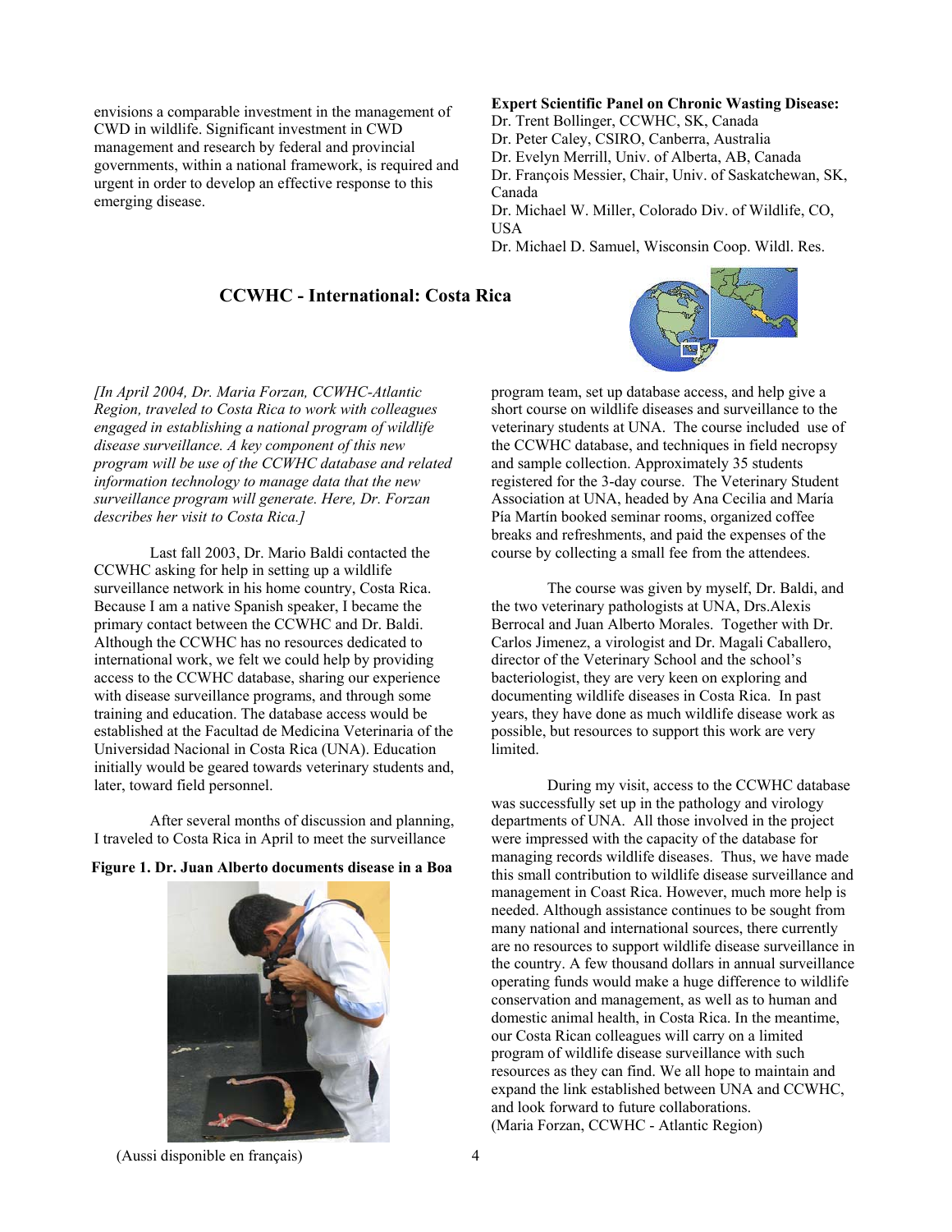envisions a comparable investment in the management of CWD in wildlife. Significant investment in CWD management and research by federal and provincial governments, within a national framework, is required and urgent in order to develop an effective response to this emerging disease.

**Expert Scientific Panel on Chronic Wasting Disease:**
Dr. Trent Bollinger, CCWHC, SK, Canada
Dr. Peter Caley, CSIRO, Canberra, Australia
Dr. Evelyn Merrill, Univ. of Alberta, AB, Canada
Dr. François Messier, Chair, Univ. of Saskatchewan, SK, Canada
Dr. Michael W. Miller, Colorado Div. of Wildlife, CO, USA
Dr. Michael D. Samuel, Wisconsin Coop. Wildl. Res.

## CCWHC - International: Costa Rica

*[In April 2004, Dr. Maria Forzan, CCWHC-Atlantic Region, traveled to Costa Rica to work with colleagues engaged in establishing a national program of wildlife disease surveillance. A key component of this new program will be use of the CCWHC database and related information technology to manage data that the new surveillance program will generate. Here, Dr. Forzan describes her visit to Costa Rica.]*

Last fall 2003, Dr. Mario Baldi contacted the CCWHC asking for help in setting up a wildlife surveillance network in his home country, Costa Rica. Because I am a native Spanish speaker, I became the primary contact between the CCWHC and Dr. Baldi. Although the CCWHC has no resources dedicated to international work, we felt we could help by providing access to the CCWHC database, sharing our experience with disease surveillance programs, and through some training and education. The database access would be established at the Facultad de Medicina Veterinaria of the Universidad Nacional in Costa Rica (UNA). Education initially would be geared towards veterinary students and, later, toward field personnel.

After several months of discussion and planning, I traveled to Costa Rica in April to meet the surveillance program team, set up database access, and help give a short course on wildlife diseases and surveillance to the veterinary students at UNA. The course included use of the CCWHC database, and techniques in field necropsy and sample collection. Approximately 35 students registered for the 3-day course. The Veterinary Student Association at UNA, headed by Ana Cecilia and María Pía Martín booked seminar rooms, organized coffee breaks and refreshments, and paid the expenses of the course by collecting a small fee from the attendees.

**Figure 1. Dr. Juan Alberto documents disease in a Boa**

The course was given by myself, Dr. Baldi, and the two veterinary pathologists at UNA, Drs.Alexis Berrocal and Juan Alberto Morales. Together with Dr. Carlos Jimenez, a virologist and Dr. Magali Caballero, director of the Veterinary School and the school's bacteriologist, they are very keen on exploring and documenting wildlife diseases in Costa Rica. In past years, they have done as much wildlife disease work as possible, but resources to support this work are very limited.

During my visit, access to the CCWHC database was successfully set up in the pathology and virology departments of UNA. All those involved in the project were impressed with the capacity of the database for managing records wildlife diseases. Thus, we have made this small contribution to wildlife disease surveillance and management in Coast Rica. However, much more help is needed. Although assistance continues to be sought from many national and international sources, there currently are no resources to support wildlife disease surveillance in the country. A few thousand dollars in annual surveillance operating funds would make a huge difference to wildlife conservation and management, as well as to human and domestic animal health, in Costa Rica. In the meantime, our Costa Rican colleagues will carry on a limited program of wildlife disease surveillance with such resources as they can find. We all hope to maintain and expand the link established between UNA and CCWHC, and look forward to future collaborations.
(Maria Forzan, CCWHC - Atlantic Region)

(Aussi disponible en français)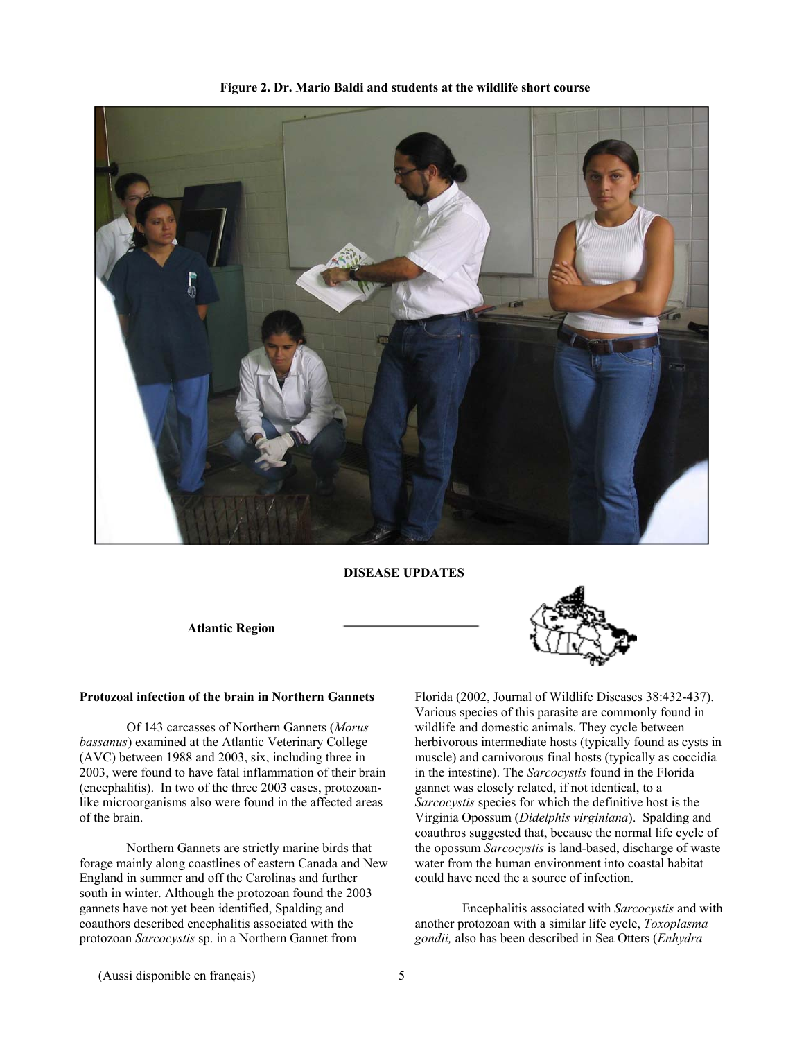**Figure 2. Dr. Mario Baldi and students at the wildlife short course**

## DISEASE UPDATES

### Atlantic Region

**Protozoal infection of the brain in Northern Gannets**

Of 143 carcasses of Northern Gannets (*Morus bassanus*) examined at the Atlantic Veterinary College (AVC) between 1988 and 2003, six, including three in 2003, were found to have fatal inflammation of their brain (encephalitis). In two of the three 2003 cases, protozoan-like microorganisms also were found in the affected areas of the brain.

Northern Gannets are strictly marine birds that forage mainly along coastlines of eastern Canada and New England in summer and off the Carolinas and further south in winter. Although the protozoan found the 2003 gannets have not yet been identified, Spalding and coauthors described encephalitis associated with the protozoan *Sarcocystis* sp. in a Northern Gannet from Florida (2002, Journal of Wildlife Diseases 38:432-437). Various species of this parasite are commonly found in wildlife and domestic animals. They cycle between herbivorous intermediate hosts (typically found as cysts in muscle) and carnivorous final hosts (typically as coccidia in the intestine). The *Sarcocystis* found in the Florida gannet was closely related, if not identical, to a *Sarcocystis* species for which the definitive host is the Virginia Opossum (*Didelphis virginiana*). Spalding and coauthros suggested that, because the normal life cycle of the opossum *Sarcocystis* is land-based, discharge of waste water from the human environment into coastal habitat could have need the a source of infection.

Encephalitis associated with *Sarcocystis* and with another protozoan with a similar life cycle, *Toxoplasma gondii,* also has been described in Sea Otters (*Enhydra*

(Aussi disponible en français)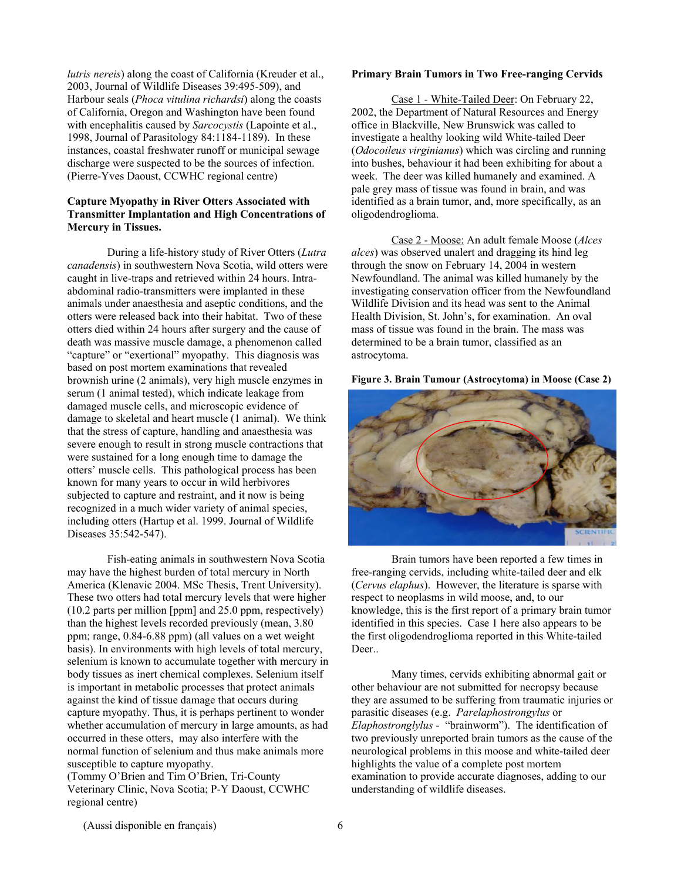*lutris nereis*) along the coast of California (Kreuder et al., 2003, Journal of Wildlife Diseases 39:495-509), and Harbour seals (*Phoca vitulina richardsi*) along the coasts of California, Oregon and Washington have been found with encephalitis caused by *Sarcocystis* (Lapointe et al., 1998, Journal of Parasitology 84:1184-1189). In these instances, coastal freshwater runoff or municipal sewage discharge were suspected to be the sources of infection. (Pierre-Yves Daoust, CCWHC regional centre)

**Capture Myopathy in River Otters Associated with Transmitter Implantation and High Concentrations of Mercury in Tissues.**

During a life-history study of River Otters (*Lutra canadensis*) in southwestern Nova Scotia, wild otters were caught in live-traps and retrieved within 24 hours. Intra-abdominal radio-transmitters were implanted in these animals under anaesthesia and aseptic conditions, and the otters were released back into their habitat. Two of these otters died within 24 hours after surgery and the cause of death was massive muscle damage, a phenomenon called "capture" or "exertional" myopathy. This diagnosis was based on post mortem examinations that revealed brownish urine (2 animals), very high muscle enzymes in serum (1 animal tested), which indicate leakage from damaged muscle cells, and microscopic evidence of damage to skeletal and heart muscle (1 animal). We think that the stress of capture, handling and anaesthesia was severe enough to result in strong muscle contractions that were sustained for a long enough time to damage the otters' muscle cells. This pathological process has been known for many years to occur in wild herbivores subjected to capture and restraint, and it now is being recognized in a much wider variety of animal species, including otters (Hartup et al. 1999. Journal of Wildlife Diseases 35:542-547).

Fish-eating animals in southwestern Nova Scotia may have the highest burden of total mercury in North America (Klenavic 2004. MSc Thesis, Trent University). These two otters had total mercury levels that were higher (10.2 parts per million [ppm] and 25.0 ppm, respectively) than the highest levels recorded previously (mean, 3.80 ppm; range, 0.84-6.88 ppm) (all values on a wet weight basis). In environments with high levels of total mercury, selenium is known to accumulate together with mercury in body tissues as inert chemical complexes. Selenium itself is important in metabolic processes that protect animals against the kind of tissue damage that occurs during capture myopathy. Thus, it is perhaps pertinent to wonder whether accumulation of mercury in large amounts, as had occurred in these otters, may also interfere with the normal function of selenium and thus make animals more susceptible to capture myopathy.
(Tommy O'Brien and Tim O'Brien, Tri-County Veterinary Clinic, Nova Scotia; P-Y Daoust, CCWHC regional centre)

**Primary Brain Tumors in Two Free-ranging Cervids**

Case 1 - White-Tailed Deer: On February 22, 2002, the Department of Natural Resources and Energy office in Blackville, New Brunswick was called to investigate a healthy looking wild White-tailed Deer (*Odocoileus virginianus*) which was circling and running into bushes, behaviour it had been exhibiting for about a week. The deer was killed humanely and examined. A pale grey mass of tissue was found in brain, and was identified as a brain tumor, and, more specifically, as an oligodendroglioma.

Case 2 - Moose: An adult female Moose (*Alces alces*) was observed unalert and dragging its hind leg through the snow on February 14, 2004 in western Newfoundland. The animal was killed humanely by the investigating conservation officer from the Newfoundland Wildlife Division and its head was sent to the Animal Health Division, St. John's, for examination. An oval mass of tissue was found in the brain. The mass was determined to be a brain tumor, classified as an astrocytoma.

**Figure 3. Brain Tumour (Astrocytoma) in Moose (Case 2)**

Brain tumors have been reported a few times in free-ranging cervids, including white-tailed deer and elk (*Cervus elaphus*). However, the literature is sparse with respect to neoplasms in wild moose, and, to our knowledge, this is the first report of a primary brain tumor identified in this species. Case 1 here also appears to be the first oligodendroglioma reported in this White-tailed Deer..

Many times, cervids exhibiting abnormal gait or other behaviour are not submitted for necropsy because they are assumed to be suffering from traumatic injuries or parasitic diseases (e.g. *Parelaphostrongylus* or *Elaphostronglylus* - "brainworm"). The identification of two previously unreported brain tumors as the cause of the neurological problems in this moose and white-tailed deer highlights the value of a complete post mortem examination to provide accurate diagnoses, adding to our understanding of wildlife diseases.

(Aussi disponible en français)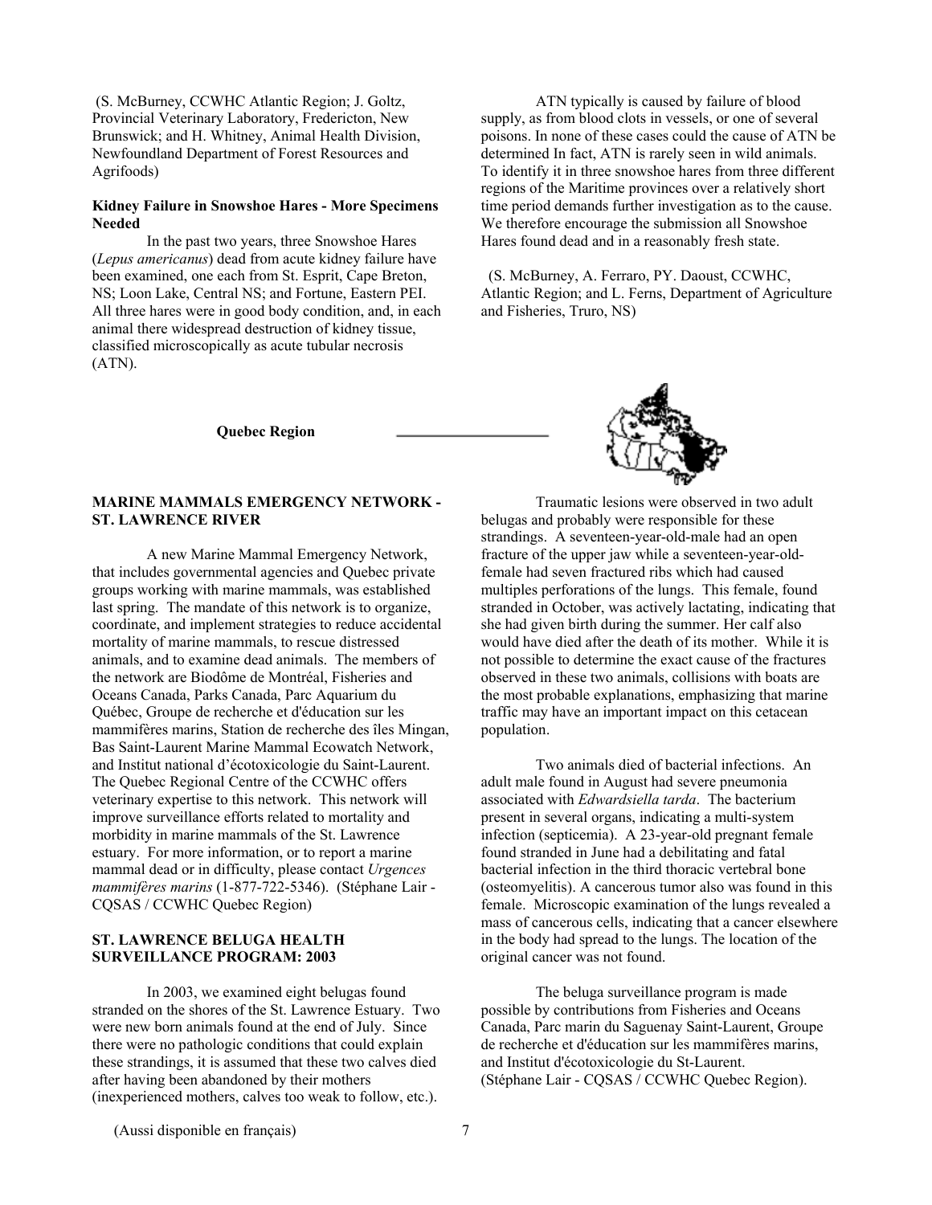(S. McBurney, CCWHC Atlantic Region; J. Goltz, Provincial Veterinary Laboratory, Fredericton, New Brunswick; and H. Whitney, Animal Health Division, Newfoundland Department of Forest Resources and Agrifoods)

**Kidney Failure in Snowshoe Hares - More Specimens Needed**

In the past two years, three Snowshoe Hares (*Lepus americanus*) dead from acute kidney failure have been examined, one each from St. Esprit, Cape Breton, NS; Loon Lake, Central NS; and Fortune, Eastern PEI. All three hares were in good body condition, and, in each animal there widespread destruction of kidney tissue, classified microscopically as acute tubular necrosis (ATN).

ATN typically is caused by failure of blood supply, as from blood clots in vessels, or one of several poisons. In none of these cases could the cause of ATN be determined In fact, ATN is rarely seen in wild animals. To identify it in three snowshoe hares from three different regions of the Maritime provinces over a relatively short time period demands further investigation as to the cause. We therefore encourage the submission all Snowshoe Hares found dead and in a reasonably fresh state.

(S. McBurney, A. Ferraro, PY. Daoust, CCWHC, Atlantic Region; and L. Ferns, Department of Agriculture and Fisheries, Truro, NS)

## Quebec Region

### MARINE MAMMALS EMERGENCY NETWORK - ST. LAWRENCE RIVER

A new Marine Mammal Emergency Network, that includes governmental agencies and Quebec private groups working with marine mammals, was established last spring. The mandate of this network is to organize, coordinate, and implement strategies to reduce accidental mortality of marine mammals, to rescue distressed animals, and to examine dead animals. The members of the network are Biodôme de Montréal, Fisheries and Oceans Canada, Parks Canada, Parc Aquarium du Québec, Groupe de recherche et d'éducation sur les mammifères marins, Station de recherche des îles Mingan, Bas Saint-Laurent Marine Mammal Ecowatch Network, and Institut national d'écotoxicologie du Saint-Laurent. The Quebec Regional Centre of the CCWHC offers veterinary expertise to this network. This network will improve surveillance efforts related to mortality and morbidity in marine mammals of the St. Lawrence estuary. For more information, or to report a marine mammal dead or in difficulty, please contact *Urgences mammifères marins* (1-877-722-5346). (Stéphane Lair - CQSAS / CCWHC Quebec Region)

### ST. LAWRENCE BELUGA HEALTH SURVEILLANCE PROGRAM: 2003

In 2003, we examined eight belugas found stranded on the shores of the St. Lawrence Estuary. Two were new born animals found at the end of July. Since there were no pathologic conditions that could explain these strandings, it is assumed that these two calves died after having been abandoned by their mothers (inexperienced mothers, calves too weak to follow, etc.).

Traumatic lesions were observed in two adult belugas and probably were responsible for these strandings. A seventeen-year-old-male had an open fracture of the upper jaw while a seventeen-year-old-female had seven fractured ribs which had caused multiples perforations of the lungs. This female, found stranded in October, was actively lactating, indicating that she had given birth during the summer. Her calf also would have died after the death of its mother. While it is not possible to determine the exact cause of the fractures observed in these two animals, collisions with boats are the most probable explanations, emphasizing that marine traffic may have an important impact on this cetacean population.

Two animals died of bacterial infections. An adult male found in August had severe pneumonia associated with *Edwardsiella tarda*. The bacterium present in several organs, indicating a multi-system infection (septicemia). A 23-year-old pregnant female found stranded in June had a debilitating and fatal bacterial infection in the third thoracic vertebral bone (osteomyelitis). A cancerous tumor also was found in this female. Microscopic examination of the lungs revealed a mass of cancerous cells, indicating that a cancer elsewhere in the body had spread to the lungs. The location of the original cancer was not found.

The beluga surveillance program is made possible by contributions from Fisheries and Oceans Canada, Parc marin du Saguenay Saint-Laurent, Groupe de recherche et d'éducation sur les mammifères marins, and Institut d'écotoxicologie du St-Laurent. (Stéphane Lair - CQSAS / CCWHC Quebec Region).

(Aussi disponible en français)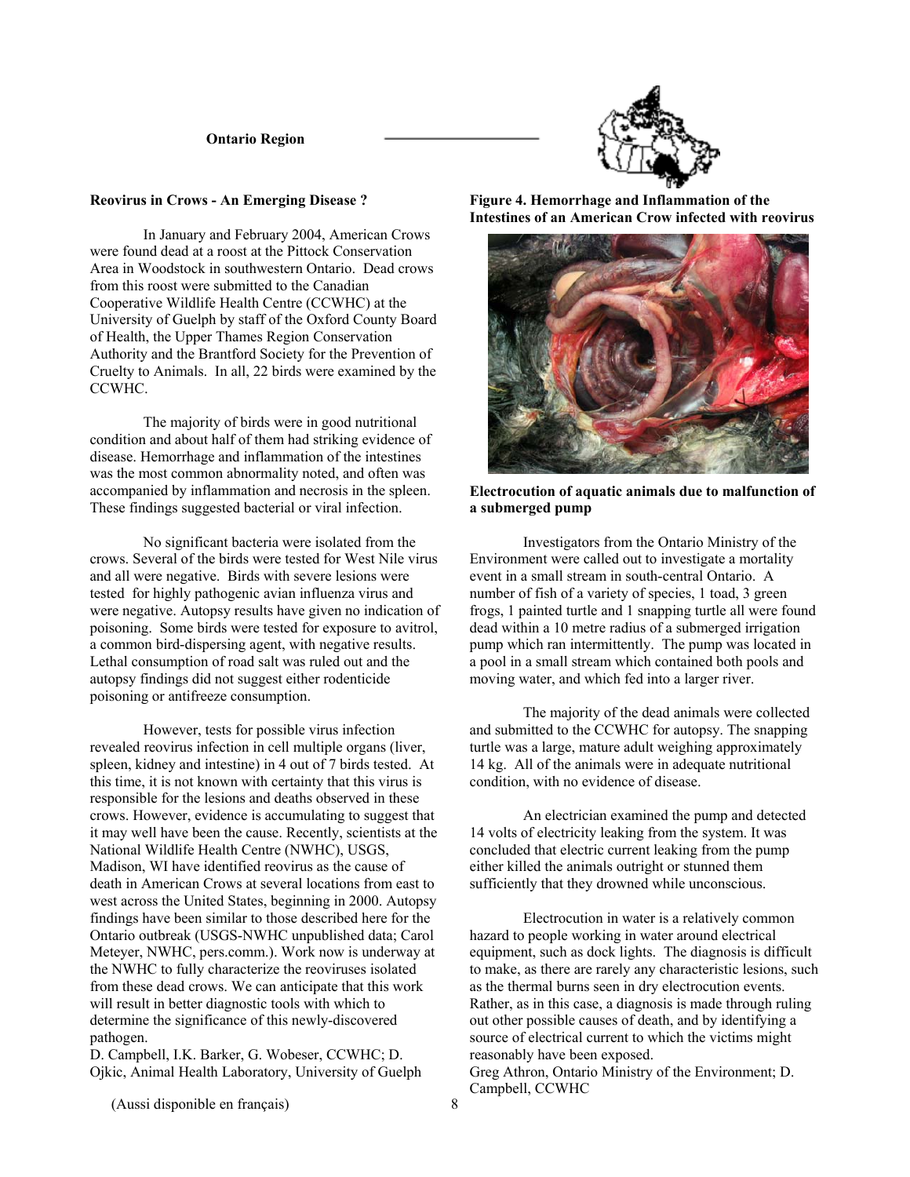## Ontario Region

### Reovirus in Crows - An Emerging Disease ?

In January and February 2004, American Crows were found dead at a roost at the Pittock Conservation Area in Woodstock in southwestern Ontario. Dead crows from this roost were submitted to the Canadian Cooperative Wildlife Health Centre (CCWHC) at the University of Guelph by staff of the Oxford County Board of Health, the Upper Thames Region Conservation Authority and the Brantford Society for the Prevention of Cruelty to Animals. In all, 22 birds were examined by the CCWHC.

The majority of birds were in good nutritional condition and about half of them had striking evidence of disease. Hemorrhage and inflammation of the intestines was the most common abnormality noted, and often was accompanied by inflammation and necrosis in the spleen. These findings suggested bacterial or viral infection.

No significant bacteria were isolated from the crows. Several of the birds were tested for West Nile virus and all were negative. Birds with severe lesions were tested for highly pathogenic avian influenza virus and were negative. Autopsy results have given no indication of poisoning. Some birds were tested for exposure to avitrol, a common bird-dispersing agent, with negative results. Lethal consumption of road salt was ruled out and the autopsy findings did not suggest either rodenticide poisoning or antifreeze consumption.

However, tests for possible virus infection revealed reovirus infection in cell multiple organs (liver, spleen, kidney and intestine) in 4 out of 7 birds tested. At this time, it is not known with certainty that this virus is responsible for the lesions and deaths observed in these crows. However, evidence is accumulating to suggest that it may well have been the cause. Recently, scientists at the National Wildlife Health Centre (NWHC), USGS, Madison, WI have identified reovirus as the cause of death in American Crows at several locations from east to west across the United States, beginning in 2000. Autopsy findings have been similar to those described here for the Ontario outbreak (USGS-NWHC unpublished data; Carol Meteyer, NWHC, pers.comm.). Work now is underway at the NWHC to fully characterize the reoviruses isolated from these dead crows. We can anticipate that this work will result in better diagnostic tools with which to determine the significance of this newly-discovered pathogen.

D. Campbell, I.K. Barker, G. Wobeser, CCWHC; D. Ojkic, Animal Health Laboratory, University of Guelph

**Figure 4. Hemorrhage and Inflammation of the Intestines of an American Crow infected with reovirus**

### Electrocution of aquatic animals due to malfunction of a submerged pump

Investigators from the Ontario Ministry of the Environment were called out to investigate a mortality event in a small stream in south-central Ontario. A number of fish of a variety of species, 1 toad, 3 green frogs, 1 painted turtle and 1 snapping turtle all were found dead within a 10 metre radius of a submerged irrigation pump which ran intermittently. The pump was located in a pool in a small stream which contained both pools and moving water, and which fed into a larger river.

The majority of the dead animals were collected and submitted to the CCWHC for autopsy. The snapping turtle was a large, mature adult weighing approximately 14 kg. All of the animals were in adequate nutritional condition, with no evidence of disease.

An electrician examined the pump and detected 14 volts of electricity leaking from the system. It was concluded that electric current leaking from the pump either killed the animals outright or stunned them sufficiently that they drowned while unconscious.

Electrocution in water is a relatively common hazard to people working in water around electrical equipment, such as dock lights. The diagnosis is difficult to make, as there are rarely any characteristic lesions, such as the thermal burns seen in dry electrocution events. Rather, as in this case, a diagnosis is made through ruling out other possible causes of death, and by identifying a source of electrical current to which the victims might reasonably have been exposed.

Greg Athron, Ontario Ministry of the Environment; D. Campbell, CCWHC

(Aussi disponible en français)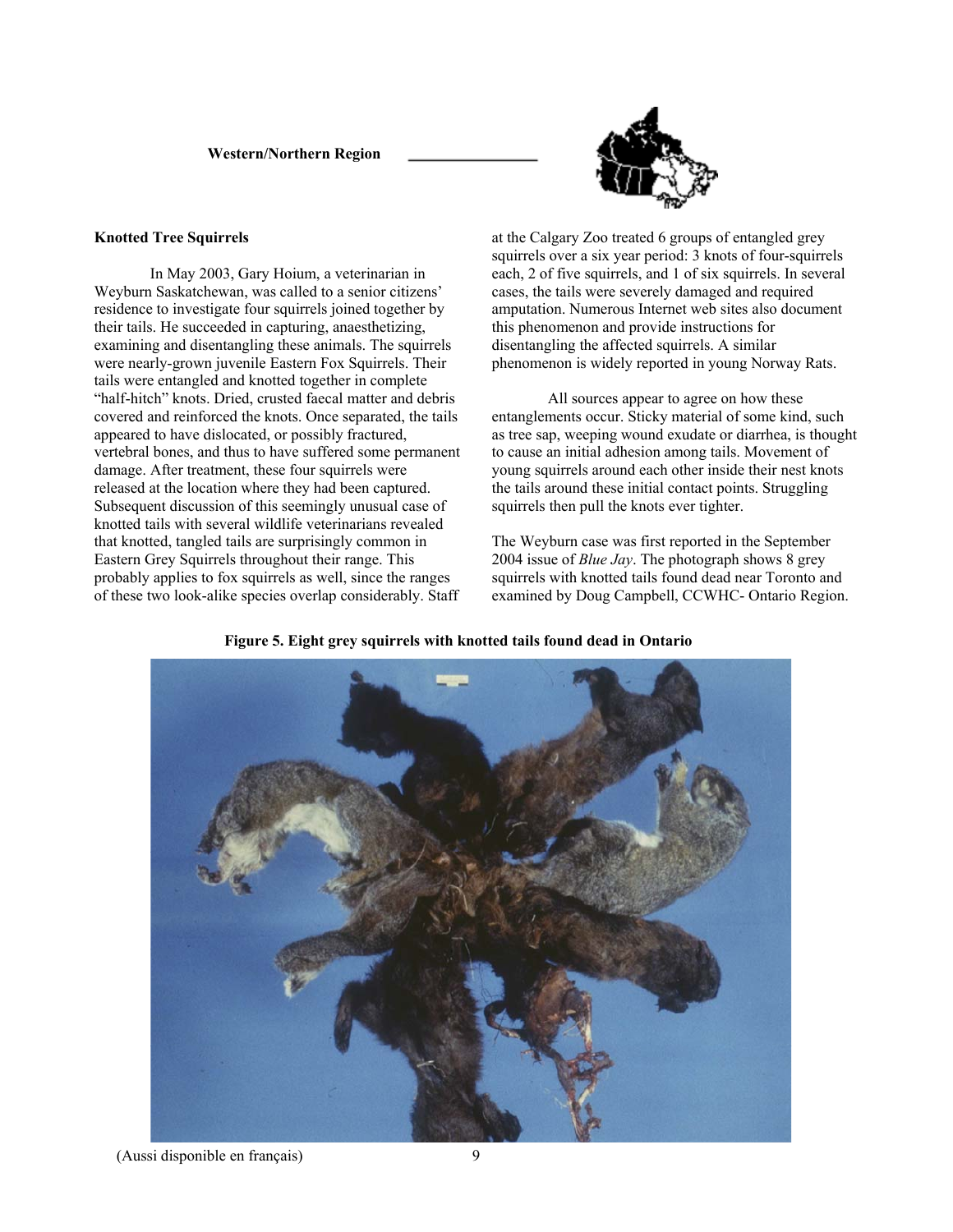**Western/Northern Region**

## Knotted Tree Squirrels

In May 2003, Gary Hoium, a veterinarian in Weyburn Saskatchewan, was called to a senior citizens' residence to investigate four squirrels joined together by their tails. He succeeded in capturing, anaesthetizing, examining and disentangling these animals. The squirrels were nearly-grown juvenile Eastern Fox Squirrels. Their tails were entangled and knotted together in complete "half-hitch" knots. Dried, crusted faecal matter and debris covered and reinforced the knots. Once separated, the tails appeared to have dislocated, or possibly fractured, vertebral bones, and thus to have suffered some permanent damage. After treatment, these four squirrels were released at the location where they had been captured. Subsequent discussion of this seemingly unusual case of knotted tails with several wildlife veterinarians revealed that knotted, tangled tails are surprisingly common in Eastern Grey Squirrels throughout their range. This probably applies to fox squirrels as well, since the ranges of these two look-alike species overlap considerably. Staff at the Calgary Zoo treated 6 groups of entangled grey squirrels over a six year period: 3 knots of four-squirrels each, 2 of five squirrels, and 1 of six squirrels. In several cases, the tails were severely damaged and required amputation. Numerous Internet web sites also document this phenomenon and provide instructions for disentangling the affected squirrels. A similar phenomenon is widely reported in young Norway Rats.

All sources appear to agree on how these entanglements occur. Sticky material of some kind, such as tree sap, weeping wound exudate or diarrhea, is thought to cause an initial adhesion among tails. Movement of young squirrels around each other inside their nest knots the tails around these initial contact points. Struggling squirrels then pull the knots ever tighter.

The Weyburn case was first reported in the September 2004 issue of *Blue Jay*. The photograph shows 8 grey squirrels with knotted tails found dead near Toronto and examined by Doug Campbell, CCWHC- Ontario Region.

**Figure 5. Eight grey squirrels with knotted tails found dead in Ontario**

(Aussi disponible en français)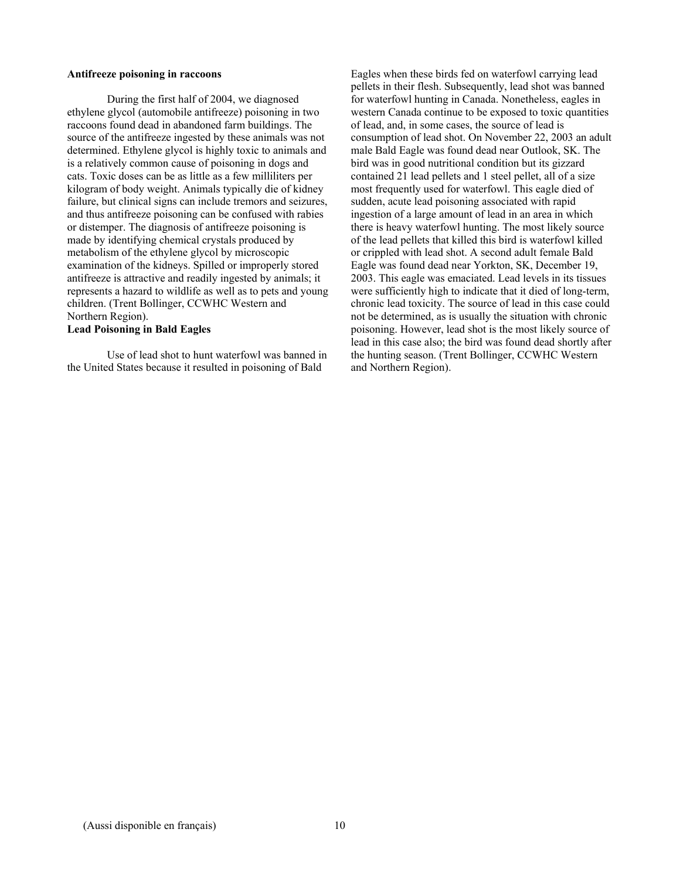**Antifreeze poisoning in raccoons**

During the first half of 2004, we diagnosed ethylene glycol (automobile antifreeze) poisoning in two raccoons found dead in abandoned farm buildings. The source of the antifreeze ingested by these animals was not determined. Ethylene glycol is highly toxic to animals and is a relatively common cause of poisoning in dogs and cats. Toxic doses can be as little as a few milliliters per kilogram of body weight. Animals typically die of kidney failure, but clinical signs can include tremors and seizures, and thus antifreeze poisoning can be confused with rabies or distemper. The diagnosis of antifreeze poisoning is made by identifying chemical crystals produced by metabolism of the ethylene glycol by microscopic examination of the kidneys. Spilled or improperly stored antifreeze is attractive and readily ingested by animals; it represents a hazard to wildlife as well as to pets and young children. (Trent Bollinger, CCWHC Western and Northern Region).

**Lead Poisoning in Bald Eagles**

Use of lead shot to hunt waterfowl was banned in the United States because it resulted in poisoning of Bald Eagles when these birds fed on waterfowl carrying lead pellets in their flesh. Subsequently, lead shot was banned for waterfowl hunting in Canada. Nonetheless, eagles in western Canada continue to be exposed to toxic quantities of lead, and, in some cases, the source of lead is consumption of lead shot. On November 22, 2003 an adult male Bald Eagle was found dead near Outlook, SK. The bird was in good nutritional condition but its gizzard contained 21 lead pellets and 1 steel pellet, all of a size most frequently used for waterfowl. This eagle died of sudden, acute lead poisoning associated with rapid ingestion of a large amount of lead in an area in which there is heavy waterfowl hunting. The most likely source of the lead pellets that killed this bird is waterfowl killed or crippled with lead shot. A second adult female Bald Eagle was found dead near Yorkton, SK, December 19, 2003. This eagle was emaciated. Lead levels in its tissues were sufficiently high to indicate that it died of long-term, chronic lead toxicity. The source of lead in this case could not be determined, as is usually the situation with chronic poisoning. However, lead shot is the most likely source of lead in this case also; the bird was found dead shortly after the hunting season. (Trent Bollinger, CCWHC Western and Northern Region).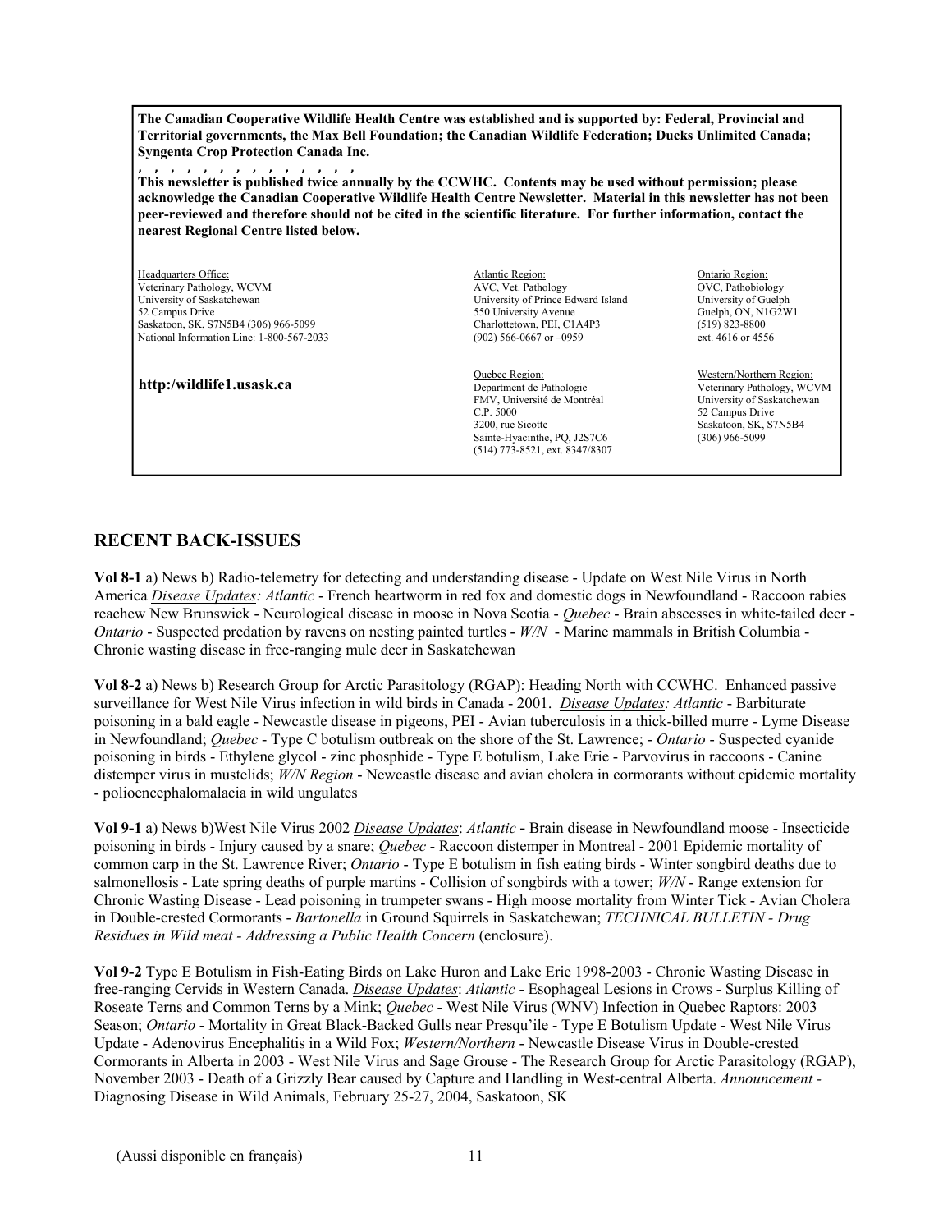**The Canadian Cooperative Wildlife Health Centre was established and is supported by: Federal, Provincial and Territorial governments, the Max Bell Foundation; the Canadian Wildlife Federation; Ducks Unlimited Canada; Syngenta Crop Protection Canada Inc.**

**, , , , , , , , , , , , , ,**

**This newsletter is published twice annually by the CCWHC. Contents may be used without permission; please acknowledge the Canadian Cooperative Wildlife Health Centre Newsletter. Material in this newsletter has not been peer-reviewed and therefore should not be cited in the scientific literature. For further information, contact the nearest Regional Centre listed below.**

Headquarters Office:
Veterinary Pathology, WCVM
University of Saskatchewan
52 Campus Drive
Saskatoon, SK, S7N5B4 (306) 966-5099
National Information Line: 1-800-567-2033

**http:/wildlife1.usask.ca**

Atlantic Region:
AVC, Vet. Pathology
University of Prince Edward Island
550 University Avenue
Charlottetown, PEI, C1A4P3
(902) 566-0667 or –0959

Quebec Region:
Department de Pathologie
FMV, Université de Montréal
C.P. 5000
3200, rue Sicotte
Sainte-Hyacinthe, PQ, J2S7C6
(514) 773-8521, ext. 8347/8307

Ontario Region:
OVC, Pathobiology
University of Guelph
Guelph, ON, N1G2W1
(519) 823-8800
ext. 4616 or 4556

Western/Northern Region:
Veterinary Pathology, WCVM
University of Saskatchewan
52 Campus Drive
Saskatoon, SK, S7N5B4
(306) 966-5099

## RECENT BACK-ISSUES

**Vol 8-1** a) News b) Radio-telemetry for detecting and understanding disease - Update on West Nile Virus in North America *Disease Updates: Atlantic* - French heartworm in red fox and domestic dogs in Newfoundland - Raccoon rabies reachew New Brunswick - Neurological disease in moose in Nova Scotia - *Quebec* - Brain abscesses in white-tailed deer - *Ontario* - Suspected predation by ravens on nesting painted turtles - *W/N* - Marine mammals in British Columbia - Chronic wasting disease in free-ranging mule deer in Saskatchewan

**Vol 8-2** a) News b) Research Group for Arctic Parasitology (RGAP): Heading North with CCWHC. Enhanced passive surveillance for West Nile Virus infection in wild birds in Canada - 2001. *Disease Updates: Atlantic* - Barbiturate poisoning in a bald eagle - Newcastle disease in pigeons, PEI - Avian tuberculosis in a thick-billed murre - Lyme Disease in Newfoundland; *Quebec* - Type C botulism outbreak on the shore of the St. Lawrence; - *Ontario* - Suspected cyanide poisoning in birds - Ethylene glycol - zinc phosphide - Type E botulism, Lake Erie - Parvovirus in raccoons - Canine distemper virus in mustelids; *W/N Region* - Newcastle disease and avian cholera in cormorants without epidemic mortality - polioencephalomalacia in wild ungulates

**Vol 9-1** a) News b)West Nile Virus 2002 *Disease Updates*: *Atlantic* **-** Brain disease in Newfoundland moose - Insecticide poisoning in birds - Injury caused by a snare; *Quebec* - Raccoon distemper in Montreal - 2001 Epidemic mortality of common carp in the St. Lawrence River; *Ontario* - Type E botulism in fish eating birds - Winter songbird deaths due to salmonellosis - Late spring deaths of purple martins - Collision of songbirds with a tower; *W/N* - Range extension for Chronic Wasting Disease - Lead poisoning in trumpeter swans - High moose mortality from Winter Tick - Avian Cholera in Double-crested Cormorants - *Bartonella* in Ground Squirrels in Saskatchewan; *TECHNICAL BULLETIN - Drug Residues in Wild meat - Addressing a Public Health Concern* (enclosure).

**Vol 9-2** Type E Botulism in Fish-Eating Birds on Lake Huron and Lake Erie 1998-2003 - Chronic Wasting Disease in free-ranging Cervids in Western Canada. *Disease Updates*: *Atlantic* - Esophageal Lesions in Crows - Surplus Killing of Roseate Terns and Common Terns by a Mink; *Quebec* - West Nile Virus (WNV) Infection in Quebec Raptors: 2003 Season; *Ontario* - Mortality in Great Black-Backed Gulls near Presqu'ile - Type E Botulism Update - West Nile Virus Update - Adenovirus Encephalitis in a Wild Fox; *Western/Northern* - Newcastle Disease Virus in Double-crested Cormorants in Alberta in 2003 - West Nile Virus and Sage Grouse - The Research Group for Arctic Parasitology (RGAP), November 2003 - Death of a Grizzly Bear caused by Capture and Handling in West-central Alberta. *Announcement* - Diagnosing Disease in Wild Animals, February 25-27, 2004, Saskatoon, SK

(Aussi disponible en français)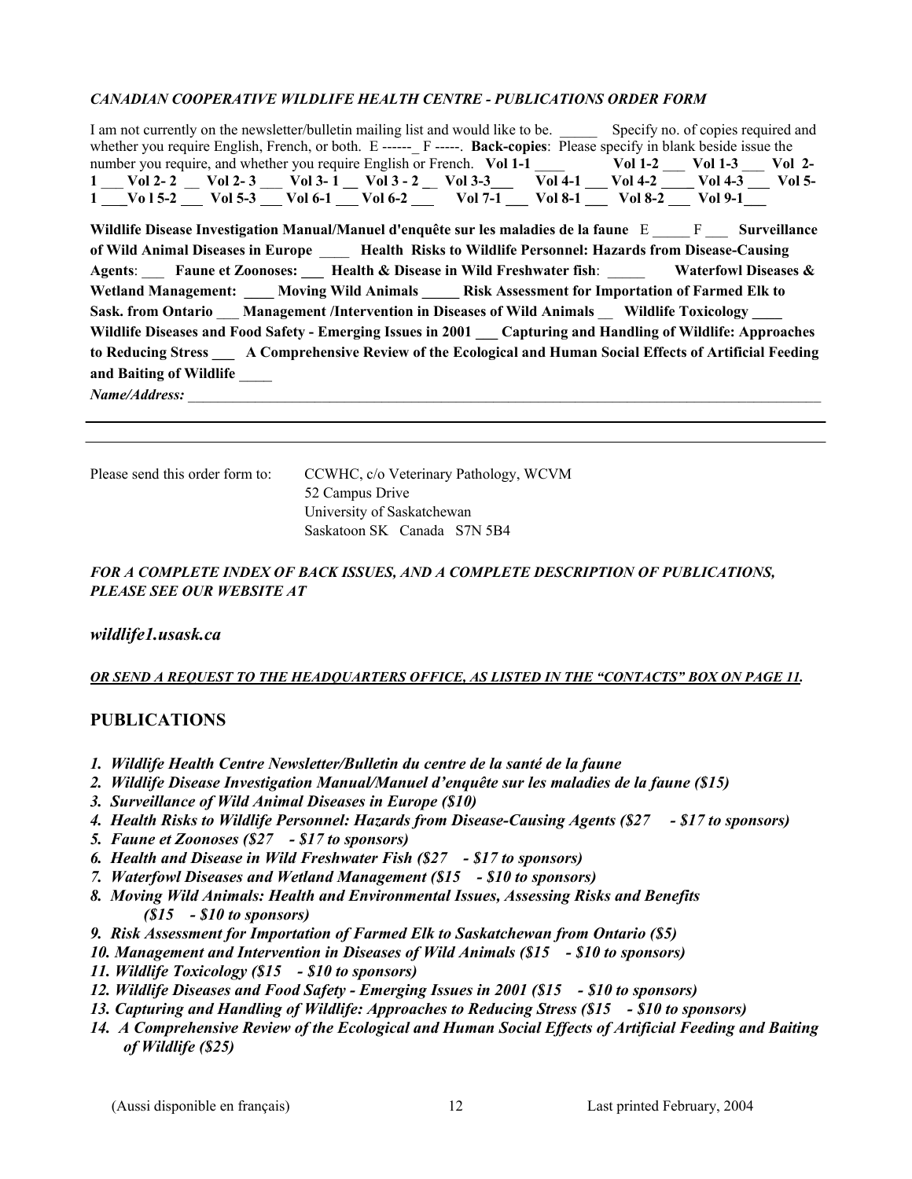*CANADIAN COOPERATIVE WILDLIFE HEALTH CENTRE - PUBLICATIONS ORDER FORM*

I am not currently on the newsletter/bulletin mailing list and would like to be. _____ Specify no. of copies required and whether you require English, French, or both. E ------_ F -----. **Back-copies**: Please specify in blank beside issue the number you require, and whether you require English or French. **Vol 1-1** ____ **Vol 1-2** ___ **Vol 1-3** ___ **Vol 2-1** ___ **Vol 2- 2** __ **Vol 2- 3** ___ **Vol 3- 1** __ **Vol 3 - 2** __ **Vol 3-3**___ **Vol 4-1** ___ **Vol 4-2** ____ **Vol 4-3** ___ **Vol 5-1** ___ **Vo l 5-2** ___ **Vol 5-3** ___ **Vol 6-1** ___ **Vol 6-2** ___ **Vol 7-1** ___ **Vol 8-1** ___ **Vol 8-2** ___ **Vol 9-1**___

**Wildlife Disease Investigation Manual/Manuel d'enquête sur les maladies de la faune** E _____ F ___ **Surveillance of Wild Animal Diseases in Europe** ____ **Health Risks to Wildlife Personnel: Hazards from Disease-Causing Agents**: ___ **Faune et Zoonoses: ___ Health & Disease in Wild Freshwater fish**: _____ **Waterfowl Diseases & Wetland Management: ____ Moving Wild Animals _____ Risk Assessment for Importation of Farmed Elk to Sask. from Ontario** ___ **Management /Intervention in Diseases of Wild Animals** __ **Wildlife Toxicology ____ Wildlife Diseases and Food Safety - Emerging Issues in 2001 ___ Capturing and Handling of Wildlife: Approaches to Reducing Stress ___ A Comprehensive Review of the Ecological and Human Social Effects of Artificial Feeding and Baiting of Wildlife** ____

***Name/Address:*** ______________________________________________________________________

______________________________________________________________________

______________________________________________________________________

Please send this order form to: CCWHC, c/o Veterinary Pathology, WCVM
52 Campus Drive
University of Saskatchewan
Saskatoon SK Canada S7N 5B4

***FOR A COMPLETE INDEX OF BACK ISSUES, AND A COMPLETE DESCRIPTION OF PUBLICATIONS, PLEASE SEE OUR WEBSITE AT***

***wildlife1.usask.ca***

***OR SEND A REQUEST TO THE HEADQUARTERS OFFICE, AS LISTED IN THE "CONTACTS" BOX ON PAGE 11.***

## PUBLICATIONS

1. ***Wildlife Health Centre Newsletter/Bulletin du centre de la santé de la faune***
2. ***Wildlife Disease Investigation Manual/Manuel d'enquête sur les maladies de la faune ($15)***
3. ***Surveillance of Wild Animal Diseases in Europe ($10)***
4. ***Health Risks to Wildlife Personnel: Hazards from Disease-Causing Agents ($27 - $17 to sponsors)***
5. ***Faune et Zoonoses ($27 - $17 to sponsors)***
6. ***Health and Disease in Wild Freshwater Fish ($27 - $17 to sponsors)***
7. ***Waterfowl Diseases and Wetland Management ($15 - $10 to sponsors)***
8. ***Moving Wild Animals: Health and Environmental Issues, Assessing Risks and Benefits ($15 - $10 to sponsors)***
9. ***Risk Assessment for Importation of Farmed Elk to Saskatchewan from Ontario ($5)***
10. ***Management and Intervention in Diseases of Wild Animals ($15 - $10 to sponsors)***
11. ***Wildlife Toxicology ($15 - $10 to sponsors)***
12. ***Wildlife Diseases and Food Safety - Emerging Issues in 2001 ($15 - $10 to sponsors)***
13. ***Capturing and Handling of Wildlife: Approaches to Reducing Stress ($15 - $10 to sponsors)***
14. ***A Comprehensive Review of the Ecological and Human Social Effects of Artificial Feeding and Baiting of Wildlife ($25)***

(Aussi disponible en français) Last printed February, 2004